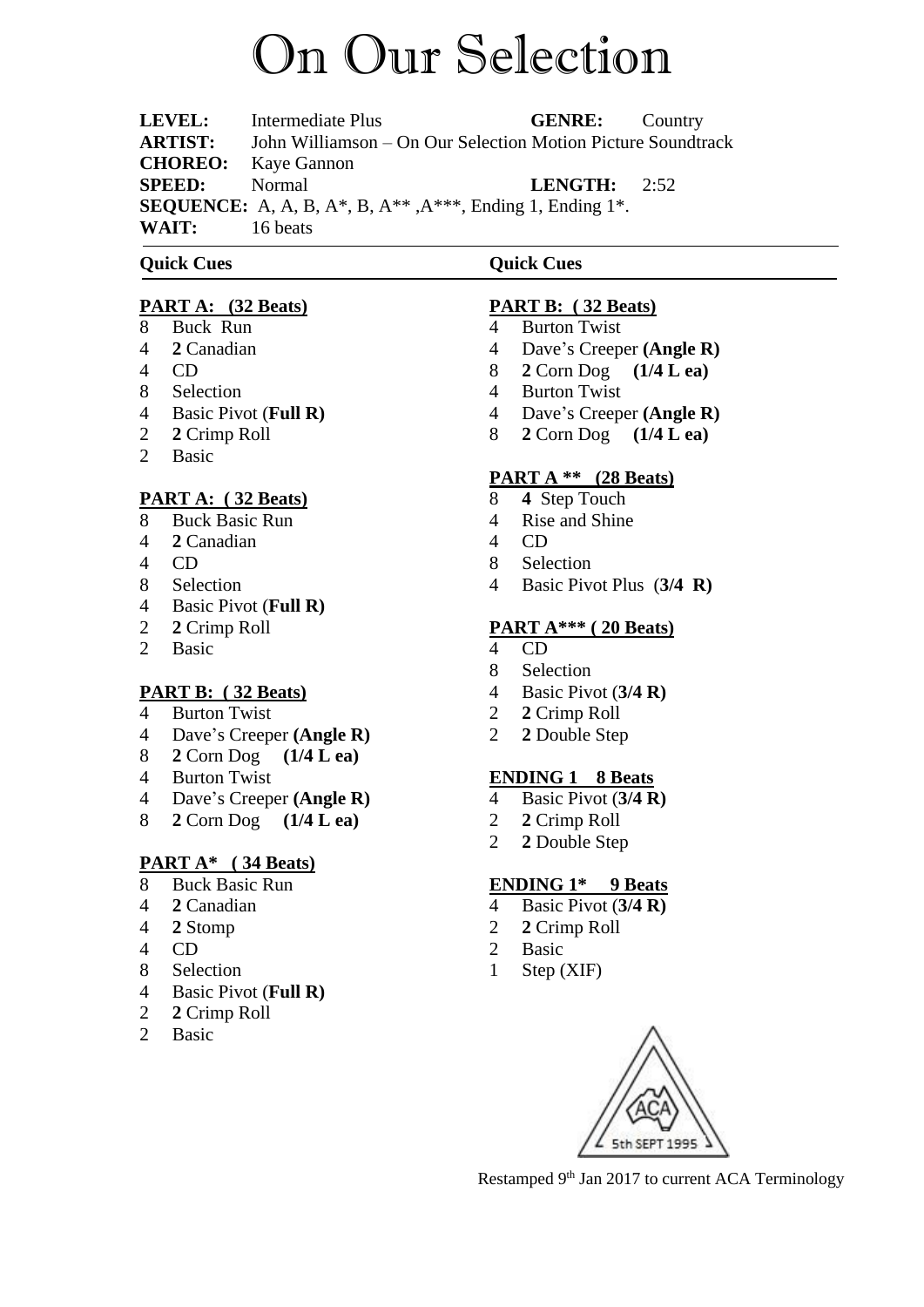# On Our Selection

**LEVEL:** Intermediate Plus **GENRE:** Country
**ARTIST:** John Williamson – On Our Selection Motion Picture Soundtrack
**CHOREO:** Kaye Gannon
**SPEED:** Normal **LENGTH:** 2:52
**SEQUENCE:** A, A, B, A*, B, A** ,A***, Ending 1, Ending 1*.
**WAIT:** 16 beats

**Quick Cues**

**PART A: (32 Beats)**

- 8 Buck Run
- 4 **2** Canadian
- 4 CD
- 8 Selection
- 4 Basic Pivot (**Full R)**
- 2 **2** Crimp Roll
- 2 Basic

**PART A: ( 32 Beats)**

- 8 Buck Basic Run
- 4 **2** Canadian
- 4 CD
- 8 Selection
- 4 Basic Pivot (**Full R)**
- 2 **2** Crimp Roll
- 2 Basic

**PART B: ( 32 Beats)**

- 4 Burton Twist
- 4 Dave's Creeper **(Angle R)**
- 8 **2** Corn Dog **(1/4 L ea)**
- 4 Burton Twist
- 4 Dave's Creeper **(Angle R)**
- 8 **2** Corn Dog **(1/4 L ea)**

**PART A* ( 34 Beats)**

- 8 Buck Basic Run
- 4 **2** Canadian
- 4 **2** Stomp
- 4 CD
- 8 Selection
- 4 Basic Pivot (**Full R)**
- 2 **2** Crimp Roll
- 2 Basic

**Quick Cues**

**PART B: ( 32 Beats)**

- 4 Burton Twist
- 4 Dave's Creeper **(Angle R)**
- 8 **2** Corn Dog **(1/4 L ea)**
- 4 Burton Twist
- 4 Dave's Creeper **(Angle R)**
- 8 **2** Corn Dog **(1/4 L ea)**

**PART A ** (28 Beats)**

- 8 **4** Step Touch
- 4 Rise and Shine
- 4 CD
- 8 Selection
- 4 Basic Pivot Plus (**3/4 R)**

**PART A*** ( 20 Beats)**

- 4 CD
- 8 Selection
- 4 Basic Pivot (**3/4 R)**
- 2 **2** Crimp Roll
- 2 **2** Double Step

**ENDING 1 8 Beats**

- 4 Basic Pivot (**3/4 R)**
- 2 **2** Crimp Roll
- 2 **2** Double Step

**ENDING 1* 9 Beats**

- 4 Basic Pivot (**3/4 R)**
- 2 **2** Crimp Roll
- 2 Basic
- 1 Step (XIF)

ACA 5th SEPT 1995

Restamped 9th Jan 2017 to current ACA Terminology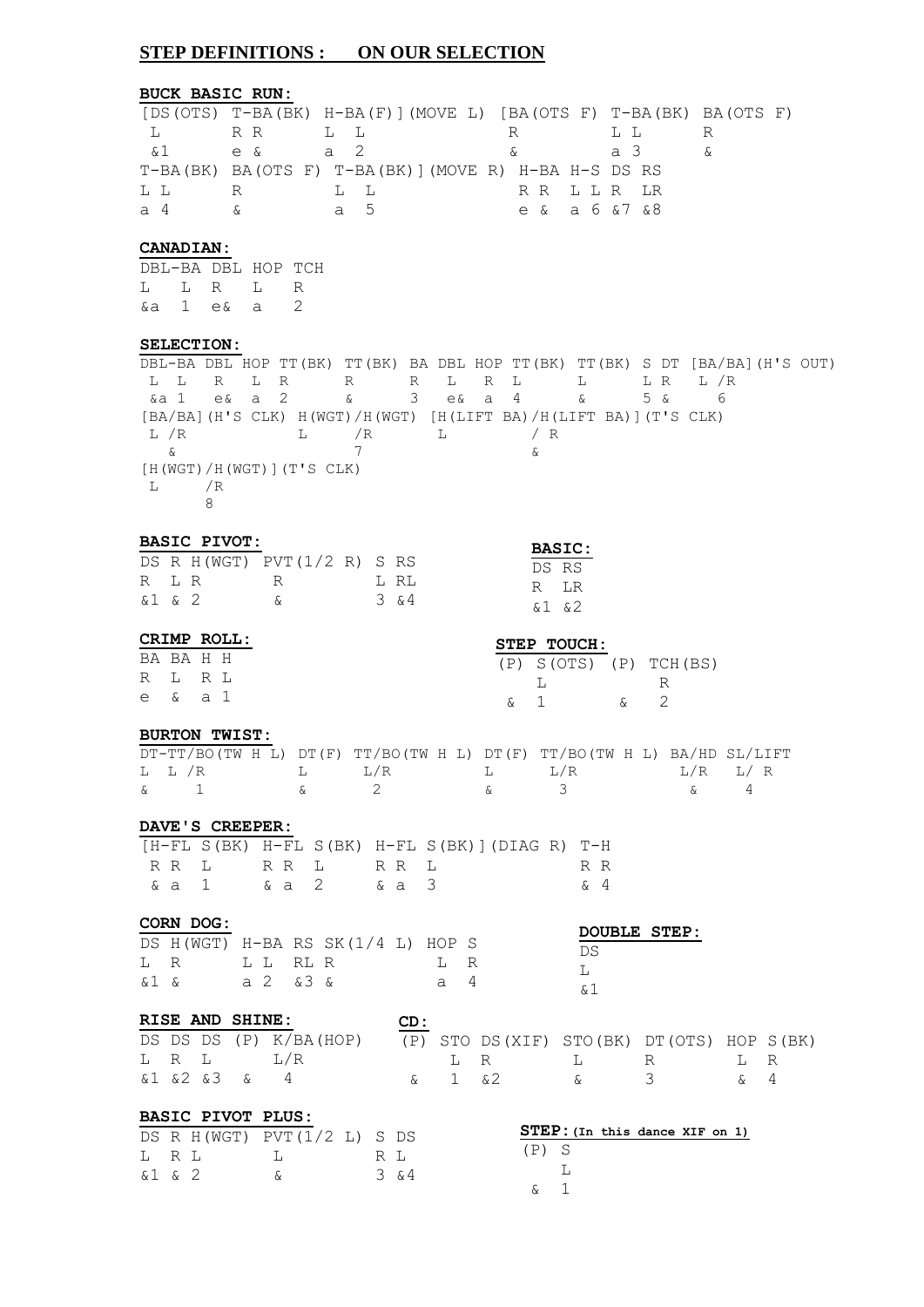## STEP DEFINITIONS :     ON OUR SELECTION

**BUCK BASIC RUN:**

```
[DS(OTS) T-BA(BK) H-BA(F)](MOVE L) [BA(OTS F) T-BA(BK) BA(OTS F)
 L       R R      L L              R          L L      R
 &1      e &      a  2             &          a 3      &
T-BA(BK) BA(OTS F) T-BA(BK)](MOVE R) H-BA H-S DS RS
L L      R         L  L              R R  L L R  LR
a 4      &         a  5              e &  a 6 &7 &8
```

**CANADIAN:**

```
DBL-BA DBL HOP TCH
L   L  R   L   R
&a  1  e&  a   2
```

**SELECTION:**

```
DBL-BA DBL HOP TT(BK) TT(BK) BA DBL HOP TT(BK) TT(BK) S DT [BA/BA](H'S OUT)
 L  L   R   L  R       R      R  L   R  L      L      L R   L /R
 &a 1   e&  a  2       &      3  e&  a  4      &      5 &   6
[BA/BA](H'S CLK) H(WGT)/H(WGT) [H(LIFT BA)/H(LIFT BA)](T'S CLK)
 L /R            L     /R      L           / R
   &                   7                   &
[H(WGT)/H(WGT)](T'S CLK)
 L     /R
       8
```

**BASIC PIVOT:**

```
DS R H(WGT) PVT(1/2 R) S RS
R  L R      R          L RL
&1 & 2      &          3 &4
```

**BASIC:**

```
DS RS
R  LR
&1 &2
```

**CRIMP ROLL:**

```
BA BA H H
R  L  R L
e  &  a 1
```

**STEP TOUCH:**

```
(P) S(OTS) (P) TCH(BS)
    L          R
 &  1       &  2
```

**BURTON TWIST:**

```
DT-TT/BO(TW H L) DT(F) TT/BO(TW H L) DT(F) TT/BO(TW H L) BA/HD SL/LIFT
L  L /R          L     L/R           L     L/R           L/R   L/ R
&    1           &     2             &     3             &     4
```

**DAVE'S CREEPER:**

```
[H-FL S(BK) H-FL S(BK) H-FL S(BK)](DIAG R) T-H
 R R  L     R R  L     R R  L              R R
 & a  1     & a  2     & a  3              & 4
```

**CORN DOG:**

```
DS H(WGT) H-BA RS SK(1/4 L) HOP S
L  R      L L  RL R         L   R
&1 &      a 2  &3 &         a   4
```

**DOUBLE STEP:**

```
DS
L
&1
```

**RISE AND SHINE:**

```
DS DS DS (P) K/BA(HOP)
L  R  L      L/R
&1 &2 &3  &  4
```

**CD:**

```
(P) STO DS(XIF) STO(BK) DT(OTS) HOP S(BK)
    L   R       L       R       L   R
 &  1   &2      &       3       &   4
```

**BASIC PIVOT PLUS:**

```
DS R H(WGT) PVT(1/2 L) S DS
L  R L      L          R L
&1 & 2      &          3 &4
```

**STEP:** (In this dance XIF on 1)

```
(P) S
    L
 &  1
```